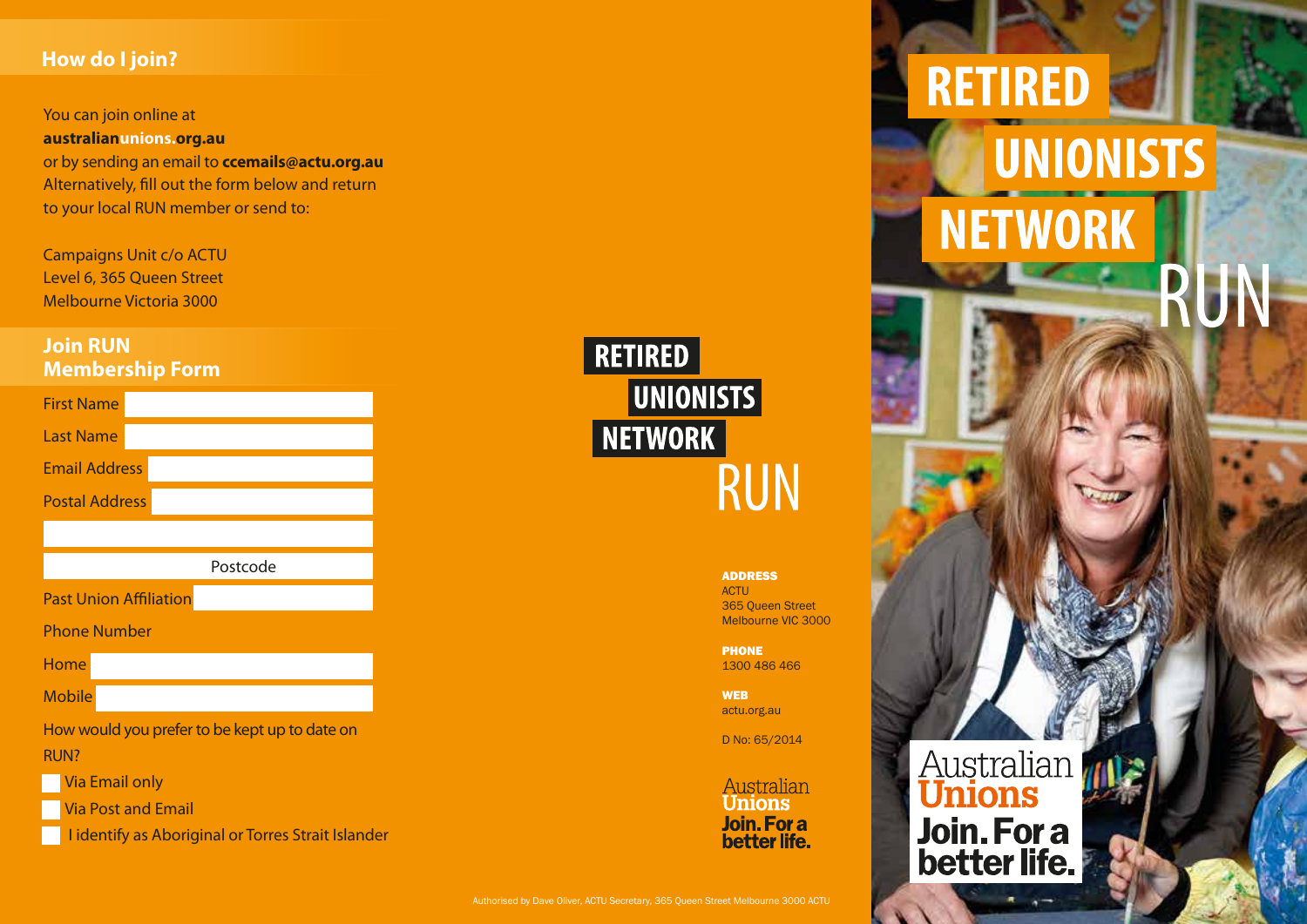## How do I join?

You can join online at **australianunions.org.au** or by sending an email to **ccemails@actu.org.au**
Alternatively, fill out the form below and return to your local RUN member or send to:

Campaigns Unit c/o ACTU
Level 6, 365 Queen Street
Melbourne Victoria 3000

## Join RUN Membership Form

First Name

Last Name

Email Address

Postal Address

Postcode

Past Union Affiliation

Phone Number

Home

Mobile

How would you prefer to be kept up to date on RUN?

- Via Email only
- Via Post and Email
- I identify as Aboriginal or Torres Strait Islander

# RETIRED UNIONISTS NETWORK RUN

**ADDRESS**
ACTU
365 Queen Street
Melbourne VIC 3000

**PHONE**
1300 486 466

**WEB**
actu.org.au

D No: 65/2014

Australian Unions
**Join. For a better life.**

Authorised by Dave Oliver, ACTU Secretary, 365 Queen Street Melbourne 3000 ACTU

# RETIRED UNIONISTS NETWORK RUN

Australian Unions
**Join. For a better life.**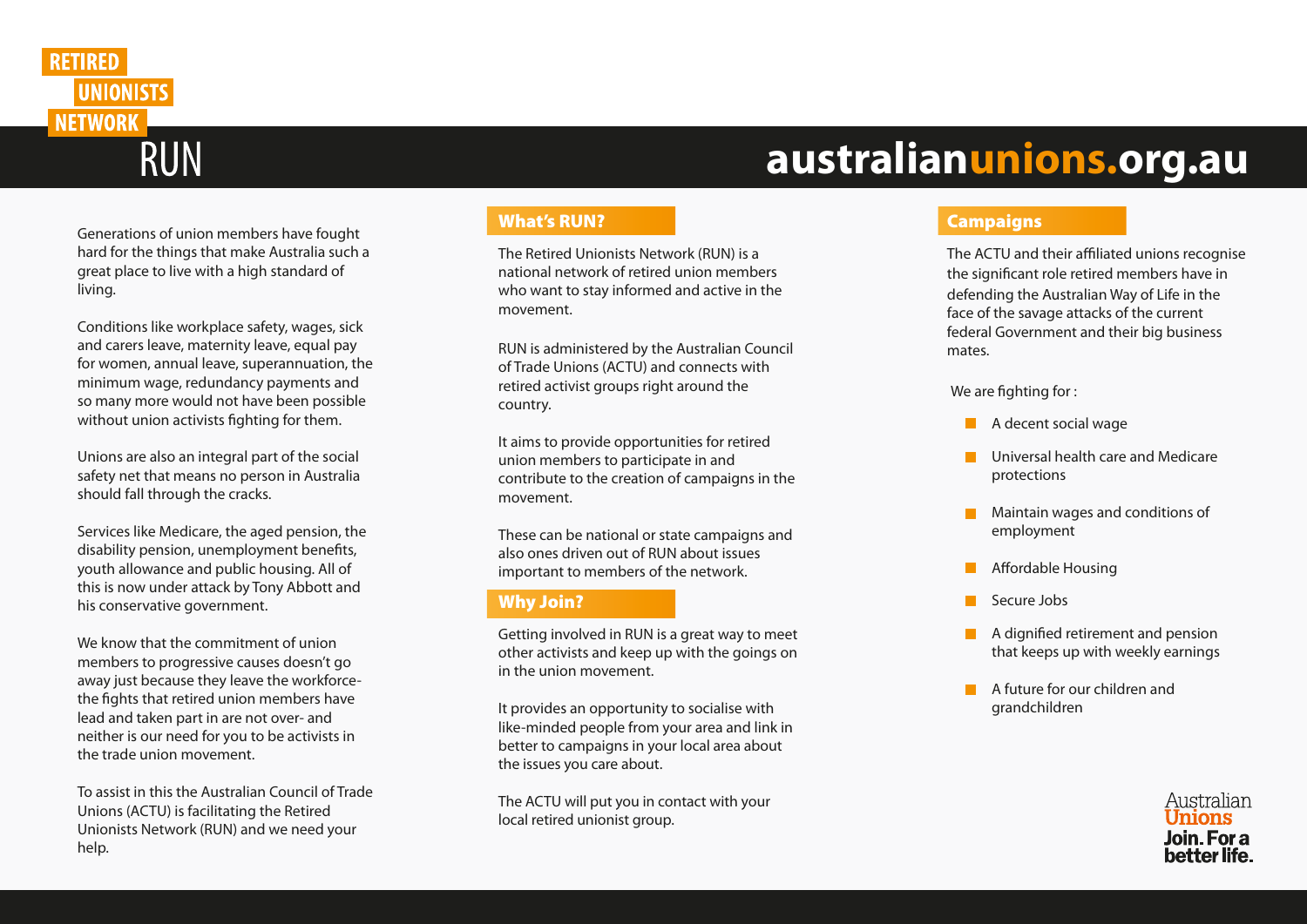RETIRED UNIONISTS NETWORK

RUN

**australianunions.org.au**

Generations of union members have fought hard for the things that make Australia such a great place to live with a high standard of living.

Conditions like workplace safety, wages, sick and carers leave, maternity leave, equal pay for women, annual leave, superannuation, the minimum wage, redundancy payments and so many more would not have been possible without union activists fighting for them.

Unions are also an integral part of the social safety net that means no person in Australia should fall through the cracks.

Services like Medicare, the aged pension, the disability pension, unemployment benefits, youth allowance and public housing. All of this is now under attack by Tony Abbott and his conservative government.

We know that the commitment of union members to progressive causes doesn't go away just because they leave the workforce- the fights that retired union members have lead and taken part in are not over- and neither is our need for you to be activists in the trade union movement.

To assist in this the Australian Council of Trade Unions (ACTU) is facilitating the Retired Unionists Network (RUN) and we need your help.

## What's RUN?

The Retired Unionists Network (RUN) is a national network of retired union members who want to stay informed and active in the movement.

RUN is administered by the Australian Council of Trade Unions (ACTU) and connects with retired activist groups right around the country.

It aims to provide opportunities for retired union members to participate in and contribute to the creation of campaigns in the movement.

These can be national or state campaigns and also ones driven out of RUN about issues important to members of the network.

## Why Join?

Getting involved in RUN is a great way to meet other activists and keep up with the goings on in the union movement.

It provides an opportunity to socialise with like-minded people from your area and link in better to campaigns in your local area about the issues you care about.

The ACTU will put you in contact with your local retired unionist group.

## Campaigns

The ACTU and their affiliated unions recognise the significant role retired members have in defending the Australian Way of Life in the face of the savage attacks of the current federal Government and their big business mates.

We are fighting for :

- A decent social wage
- Universal health care and Medicare protections
- Maintain wages and conditions of employment
- Affordable Housing
- Secure Jobs
- A dignified retirement and pension that keeps up with weekly earnings
- A future for our children and grandchildren

Australian Unions
Join. For a better life.